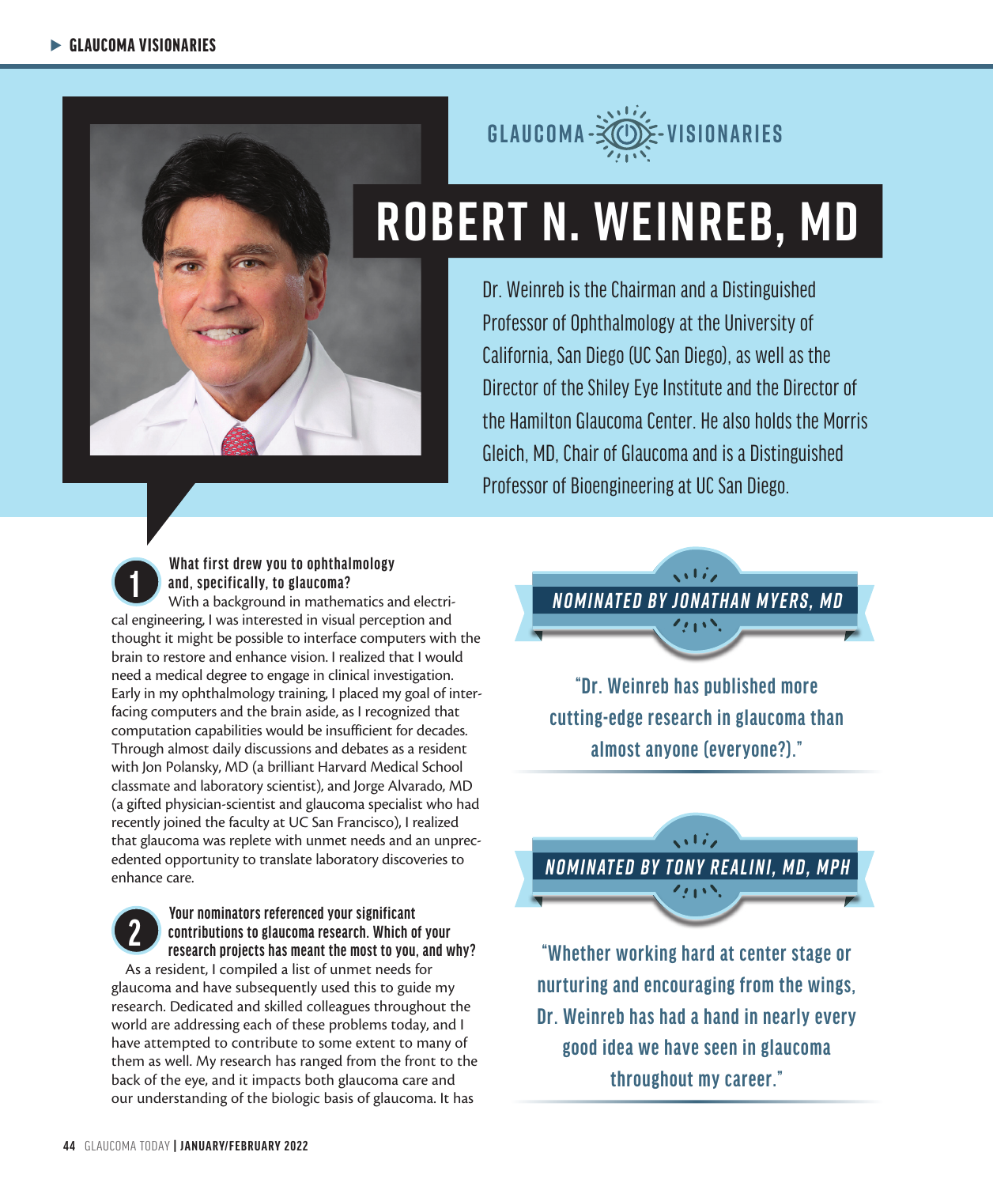GLAUCOMA VISIONARIES

# ROBERT N. WEINREB, MD

Dr. Weinreb is the Chairman and a Distinguished Professor of Ophthalmology at the University of California, San Diego (UC San Diego), as well as the Director of the Shiley Eye Institute and the Director of the Hamilton Glaucoma Center. He also holds the Morris Gleich, MD, Chair of Glaucoma and is a Distinguished Professor of Bioengineering at UC San Diego.

### 1 What first drew you to ophthalmology and, specifically, to glaucoma?

With a background in mathematics and electrical engineering, I was interested in visual perception and thought it might be possible to interface computers with the brain to restore and enhance vision. I realized that I would need a medical degree to engage in clinical investigation. Early in my ophthalmology training, I placed my goal of interfacing computers and the brain aside, as I recognized that computation capabilities would be insufficient for decades. Through almost daily discussions and debates as a resident with Jon Polansky, MD (a brilliant Harvard Medical School classmate and laboratory scientist), and Jorge Alvarado, MD (a gifted physician-scientist and glaucoma specialist who had recently joined the faculty at UC San Francisco), I realized that glaucoma was replete with unmet needs and an unprecedented opportunity to translate laboratory discoveries to enhance care.

### 2 Your nominators referenced your significant contributions to glaucoma research. Which of your research projects has meant the most to you, and why?

As a resident, I compiled a list of unmet needs for glaucoma and have subsequently used this to guide my research. Dedicated and skilled colleagues throughout the world are addressing each of these problems today, and I have attempted to contribute to some extent to many of them as well. My research has ranged from the front to the back of the eye, and it impacts both glaucoma care and our understanding of the biologic basis of glaucoma. It has

***NOMINATED BY JONATHAN MYERS, MD***

**"Dr. Weinreb has published more cutting-edge research in glaucoma than almost anyone (everyone?)."**

***NOMINATED BY TONY REALINI, MD, MPH***

**"Whether working hard at center stage or nurturing and encouraging from the wings, Dr. Weinreb has had a hand in nearly every good idea we have seen in glaucoma throughout my career."**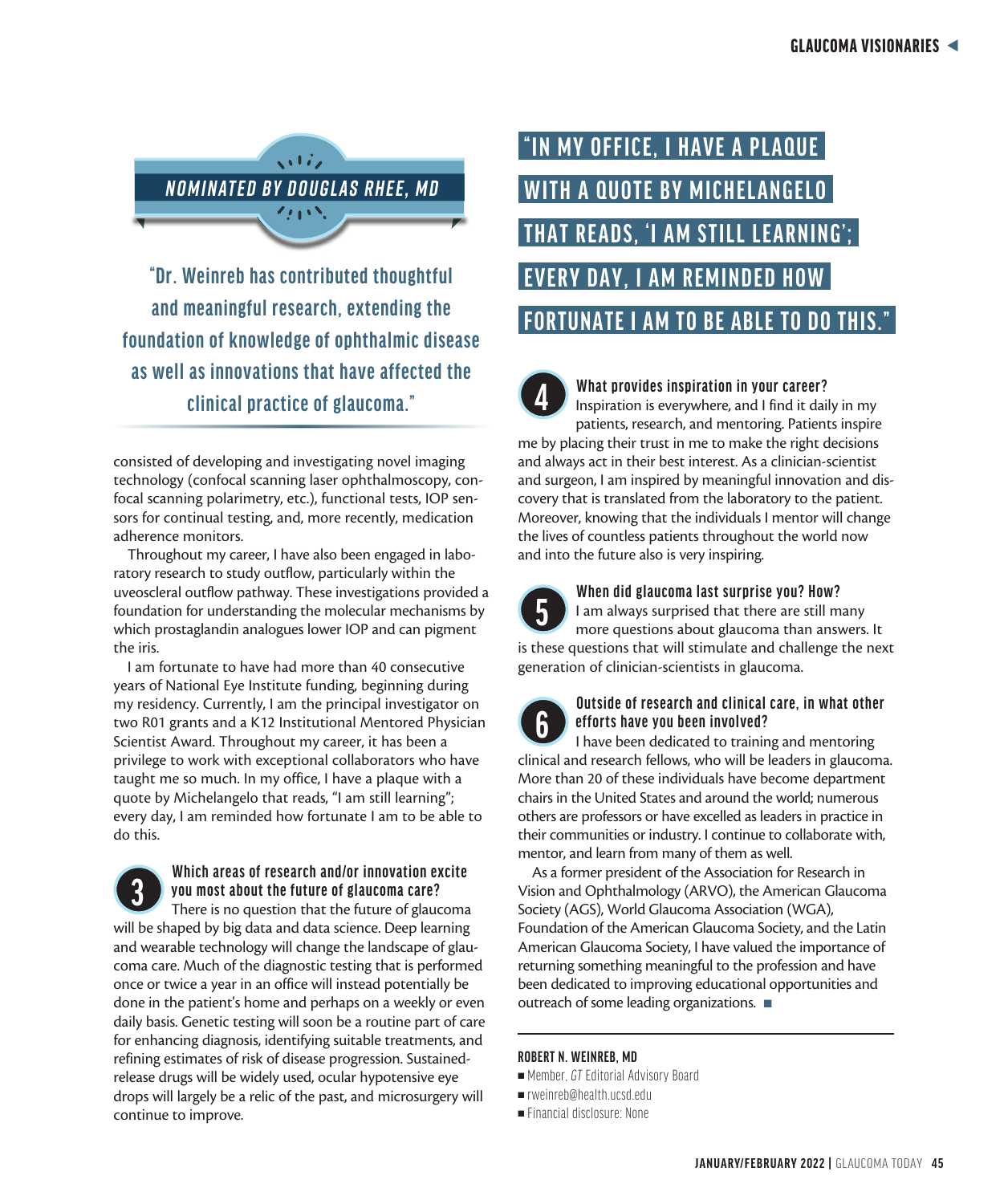NOMINATED BY DOUGLAS RHEE, MD

"Dr. Weinreb has contributed thoughtful and meaningful research, extending the foundation of knowledge of ophthalmic disease as well as innovations that have affected the clinical practice of glaucoma."

consisted of developing and investigating novel imaging technology (confocal scanning laser ophthalmoscopy, confocal scanning polarimetry, etc.), functional tests, IOP sensors for continual testing, and, more recently, medication adherence monitors.

Throughout my career, I have also been engaged in laboratory research to study outflow, particularly within the uveoscleral outflow pathway. These investigations provided a foundation for understanding the molecular mechanisms by which prostaglandin analogues lower IOP and can pigment the iris.

I am fortunate to have had more than 40 consecutive years of National Eye Institute funding, beginning during my residency. Currently, I am the principal investigator on two R01 grants and a K12 Institutional Mentored Physician Scientist Award. Throughout my career, it has been a privilege to work with exceptional collaborators who have taught me so much. In my office, I have a plaque with a quote by Michelangelo that reads, "I am still learning"; every day, I am reminded how fortunate I am to be able to do this.

## 3 Which areas of research and/or innovation excite you most about the future of glaucoma care?

There is no question that the future of glaucoma will be shaped by big data and data science. Deep learning and wearable technology will change the landscape of glaucoma care. Much of the diagnostic testing that is performed once or twice a year in an office will instead potentially be done in the patient's home and perhaps on a weekly or even daily basis. Genetic testing will soon be a routine part of care for enhancing diagnosis, identifying suitable treatments, and refining estimates of risk of disease progression. Sustained-release drugs will be widely used, ocular hypotensive eye drops will largely be a relic of the past, and microsurgery will continue to improve.

"IN MY OFFICE, I HAVE A PLAQUE WITH A QUOTE BY MICHELANGELO THAT READS, 'I AM STILL LEARNING'; EVERY DAY, I AM REMINDED HOW FORTUNATE I AM TO BE ABLE TO DO THIS."

## 4 What provides inspiration in your career?

Inspiration is everywhere, and I find it daily in my patients, research, and mentoring. Patients inspire me by placing their trust in me to make the right decisions and always act in their best interest. As a clinician-scientist and surgeon, I am inspired by meaningful innovation and discovery that is translated from the laboratory to the patient. Moreover, knowing that the individuals I mentor will change the lives of countless patients throughout the world now and into the future also is very inspiring.

## 5 When did glaucoma last surprise you? How?

I am always surprised that there are still many more questions about glaucoma than answers. It is these questions that will stimulate and challenge the next generation of clinician-scientists in glaucoma.

## 6 Outside of research and clinical care, in what other efforts have you been involved?

I have been dedicated to training and mentoring clinical and research fellows, who will be leaders in glaucoma. More than 20 of these individuals have become department chairs in the United States and around the world; numerous others are professors or have excelled as leaders in practice in their communities or industry. I continue to collaborate with, mentor, and learn from many of them as well.

As a former president of the Association for Research in Vision and Ophthalmology (ARVO), the American Glaucoma Society (AGS), World Glaucoma Association (WGA), Foundation of the American Glaucoma Society, and the Latin American Glaucoma Society, I have valued the importance of returning something meaningful to the profession and have been dedicated to improving educational opportunities and outreach of some leading organizations. ■

**ROBERT N. WEINREB, MD**

- Member, *GT* Editorial Advisory Board
- rweinreb@health.ucsd.edu
- Financial disclosure: None